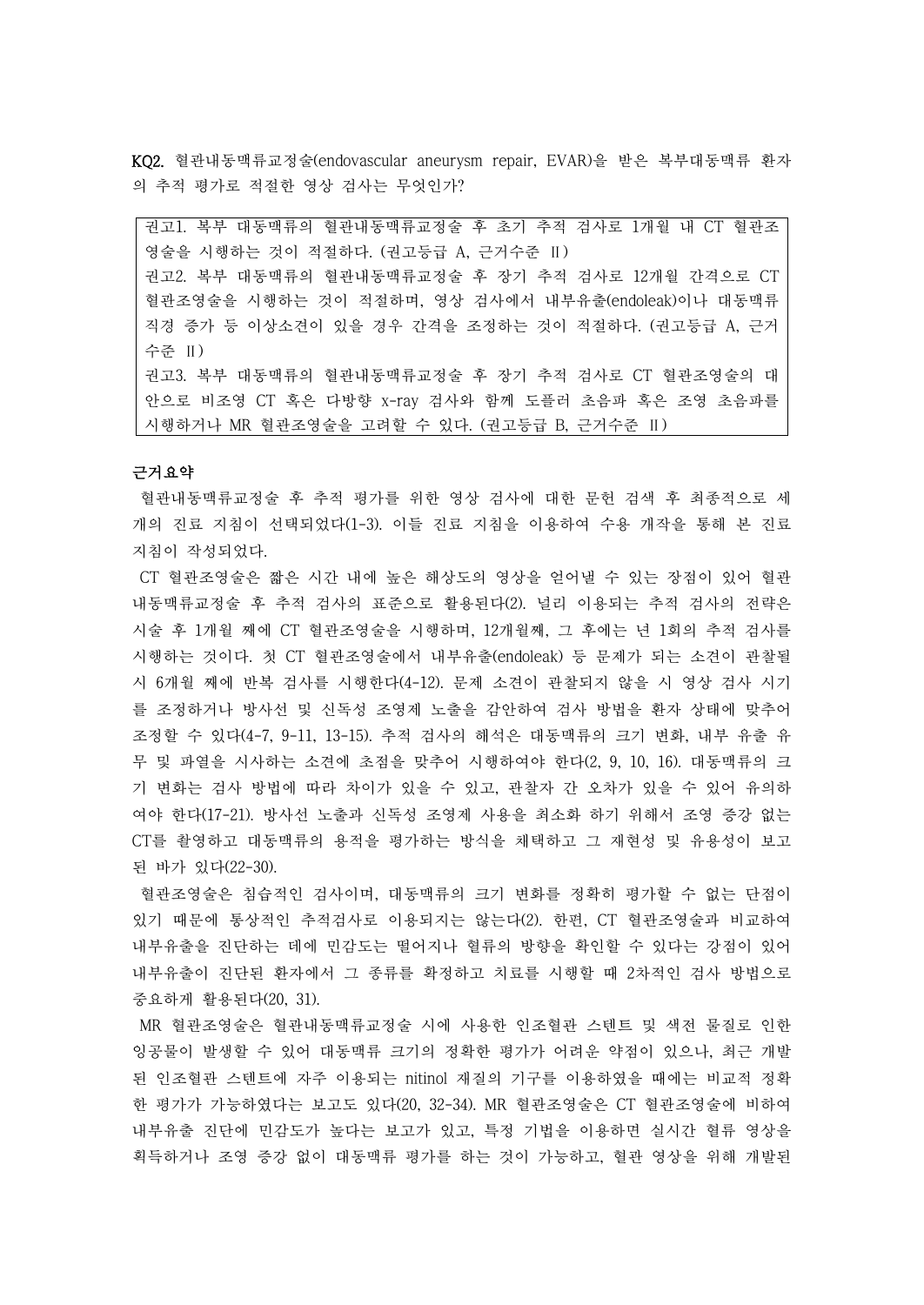**KQ2.** 혈관내동맥류교정술(endovascular aneurysm repair, EVAR)을 받은 복부대동맥류 환자의 추적 평가로 적절한 영상 검사는 무엇인가?

> 권고1. 복부 대동맥류의 혈관내동맥류교정술 후 초기 추적 검사로 1개월 내 CT 혈관조영술을 시행하는 것이 적절하다. (권고등급 A, 근거수준 II)
> 권고2. 복부 대동맥류의 혈관내동맥류교정술 후 장기 추적 검사로 12개월 간격으로 CT 혈관조영술을 시행하는 것이 적절하며, 영상 검사에서 내부유출(endoleak)이나 대동맥류 직경 증가 등 이상소견이 있을 경우 간격을 조정하는 것이 적절하다. (권고등급 A, 근거수준 II)
> 권고3. 복부 대동맥류의 혈관내동맥류교정술 후 장기 추적 검사로 CT 혈관조영술의 대안으로 비조영 CT 혹은 다방향 x-ray 검사와 함께 도플러 초음파 혹은 조영 초음파를 시행하거나 MR 혈관조영술을 고려할 수 있다. (권고등급 B, 근거수준 II)

**근거요약**

혈관내동맥류교정술 후 추적 평가를 위한 영상 검사에 대한 문헌 검색 후 최종적으로 세 개의 진료 지침이 선택되었다(1-3). 이들 진료 지침을 이용하여 수용 개작을 통해 본 진료 지침이 작성되었다.

CT 혈관조영술은 짧은 시간 내에 높은 해상도의 영상을 얻어낼 수 있는 장점이 있어 혈관내동맥류교정술 후 추적 검사의 표준으로 활용된다(2). 널리 이용되는 추적 검사의 전략은 시술 후 1개월 째에 CT 혈관조영술을 시행하며, 12개월째, 그 후에는 년 1회의 추적 검사를 시행하는 것이다. 첫 CT 혈관조영술에서 내부유출(endoleak) 등 문제가 되는 소견이 관찰될 시 6개월 째에 반복 검사를 시행한다(4-12). 문제 소견이 관찰되지 않을 시 영상 검사 시기를 조정하거나 방사선 및 신독성 조영제 노출을 감안하여 검사 방법을 환자 상태에 맞추어 조정할 수 있다(4-7, 9-11, 13-15). 추적 검사의 해석은 대동맥류의 크기 변화, 내부 유출 유무 및 파열을 시사하는 소견에 초점을 맞추어 시행하여야 한다(2, 9, 10, 16). 대동맥류의 크기 변화는 검사 방법에 따라 차이가 있을 수 있고, 관찰자 간 오차가 있을 수 있어 유의하여야 한다(17-21). 방사선 노출과 신독성 조영제 사용을 최소화 하기 위해서 조영 증강 없는 CT를 촬영하고 대동맥류의 용적을 평가하는 방식을 채택하고 그 재현성 및 유용성이 보고된 바가 있다(22-30).

혈관조영술은 침습적인 검사이며, 대동맥류의 크기 변화를 정확히 평가할 수 없는 단점이 있기 때문에 통상적인 추적검사로 이용되지는 않는다(2). 한편, CT 혈관조영술과 비교하여 내부유출을 진단하는 데에 민감도는 떨어지나 혈류의 방향을 확인할 수 있다는 강점이 있어 내부유출이 진단된 환자에서 그 종류를 확정하고 치료를 시행할 때 2차적인 검사 방법으로 중요하게 활용된다(20, 31).

MR 혈관조영술은 혈관내동맥류교정술 시에 사용한 인조혈관 스텐트 및 색전 물질로 인한 잉공물이 발생할 수 있어 대동맥류 크기의 정확한 평가가 어려운 약점이 있으나, 최근 개발된 인조혈관 스텐트에 자주 이용되는 nitinol 재질의 기구를 이용하였을 때에는 비교적 정확한 평가가 가능하였다는 보고도 있다(20, 32-34). MR 혈관조영술은 CT 혈관조영술에 비하여 내부유출 진단에 민감도가 높다는 보고가 있고, 특정 기법을 이용하면 실시간 혈류 영상을 획득하거나 조영 증강 없이 대동맥류 평가를 하는 것이 가능하고, 혈관 영상을 위해 개발된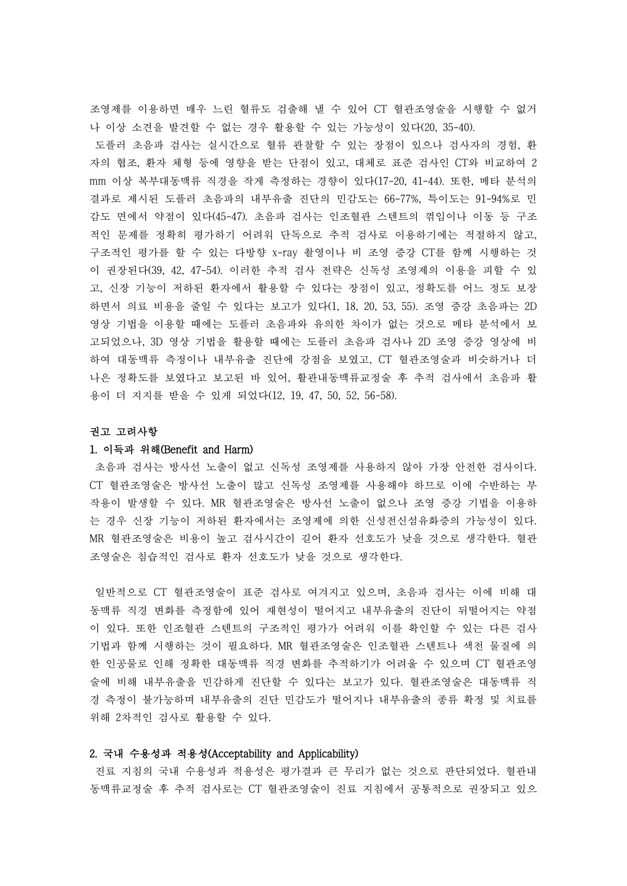조영제를 이용하면 매우 느린 혈류도 검출해 낼 수 있어 CT 혈관조영술을 시행할 수 없거나 이상 소견을 발견할 수 없는 경우 활용할 수 있는 가능성이 있다(20, 35-40).

도플러 초음파 검사는 실시간으로 혈류 관찰할 수 있는 장점이 있으나 검사자의 경험, 환자의 협조, 환자 체형 등에 영향을 받는 단점이 있고, 대체로 표준 검사인 CT와 비교하여 2 mm 이상 복부대동맥류 직경을 작게 측정하는 경향이 있다(17-20, 41-44). 또한, 메타 분석의 결과로 제시된 도플러 초음파의 내부유출 진단의 민감도는 66-77%, 특이도는 91-94%로 민감도 면에서 약점이 있다(45-47). 초음파 검사는 인조혈관 스텐트의 꺾임이나 이동 등 구조적인 문제를 정확히 평가하기 어려워 단독으로 추적 검사로 이용하기에는 적절하지 않고, 구조적인 평가를 할 수 있는 다방향 x-ray 촬영이나 비 조영 증강 CT를 함께 시행하는 것이 권장된다(39, 42, 47-54). 이러한 추적 검사 전략은 신독성 조영제의 이용을 피할 수 있고, 신장 기능이 저하된 환자에서 활용할 수 있다는 장점이 있고, 정확도를 어느 정도 보장하면서 의료 비용을 줄일 수 있다는 보고가 있다(1, 18, 20, 53, 55). 조영 증강 초음파는 2D 영상 기법을 이용할 때에는 도플러 초음파와 유의한 차이가 없는 것으로 메타 분석에서 보고되었으나, 3D 영상 기법을 활용할 때에는 도플러 초음파 검사나 2D 조영 증강 영상에 비하여 대동맥류 측정이나 내부유출 진단에 강점을 보였고, CT 혈관조영술과 비슷하거나 더 나은 정확도를 보였다고 보고된 바 있어, 활관내동맥류교정술 후 추적 검사에서 초음파 활용이 더 지지를 받을 수 있게 되었다(12, 19, 47, 50, 52, 56-58).

### 권고 고려사항

#### 1. 이득과 위해(Benefit and Harm)

초음파 검사는 방사선 노출이 없고 신독성 조영제를 사용하지 않아 가장 안전한 검사이다. CT 혈관조영술은 방사선 노출이 많고 신독성 조영제를 사용해야 하므로 이에 수반하는 부작용이 발생할 수 있다. MR 혈관조영술은 방사선 노출이 없으나 조영 증강 기법을 이용하는 경우 신장 기능이 저하된 환자에서는 조영제에 의한 신성전신섬유화증의 가능성이 있다. MR 혈관조영술은 비용이 높고 검사시간이 길어 환자 선호도가 낮을 것으로 생각한다. 혈관조영술은 침습적인 검사로 환자 선호도가 낮을 것으로 생각한다.

일반적으로 CT 혈관조영술이 표준 검사로 여겨지고 있으며, 초음파 검사는 이에 비해 대동맥류 직경 변화를 측정함에 있어 재현성이 떨어지고 내부유출의 진단이 뒤떨어지는 약점이 있다. 또한 인조혈관 스텐트의 구조적인 평가가 어려워 이를 확인할 수 있는 다른 검사 기법과 함께 시행하는 것이 필요하다. MR 혈관조영술은 인조혈관 스텐트나 색전 물질에 의한 인공물로 인해 정확한 대동맥류 직경 변화를 추적하기가 어려울 수 있으며 CT 혈관조영술에 비해 내부유출을 민감하게 진단할 수 있다는 보고가 있다. 혈관조영술은 대동맥류 직경 측정이 불가능하며 내부유출의 진단 민감도가 떨어지나 내부유출의 종류 확정 및 치료를 위해 2차적인 검사로 활용할 수 있다.

#### 2. 국내 수용성과 적용성(Acceptability and Applicability)

진료 지침의 국내 수용성과 적용성은 평가결과 큰 무리가 없는 것으로 판단되었다. 혈관내동맥류교정술 후 추적 검사로는 CT 혈관조영술이 진료 지침에서 공통적으로 권장되고 있으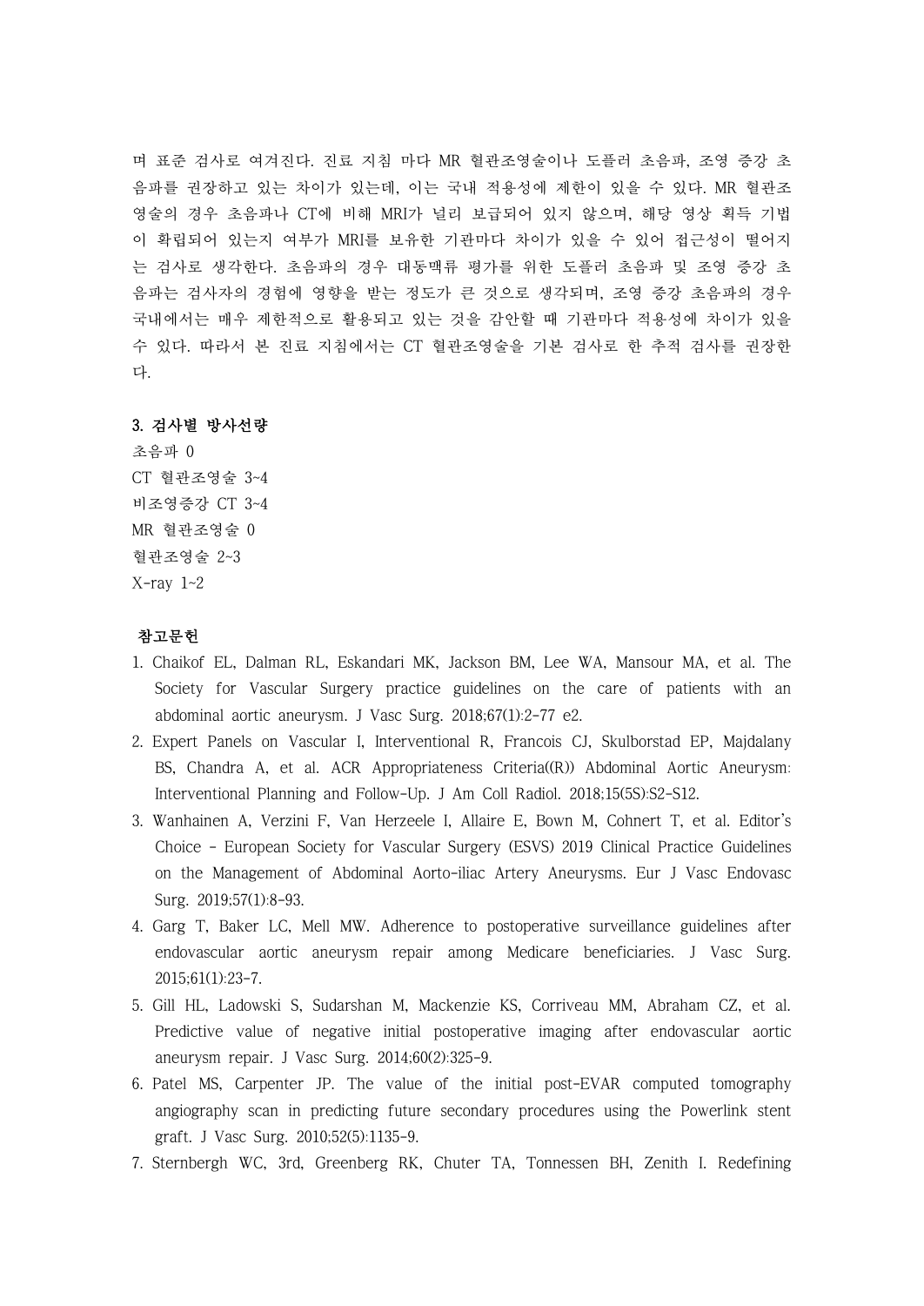며 표준 검사로 여겨진다. 진료 지침 마다 MR 혈관조영술이나 도플러 초음파, 조영 증강 초음파를 권장하고 있는 차이가 있는데, 이는 국내 적용성에 제한이 있을 수 있다. MR 혈관조영술의 경우 초음파나 CT에 비해 MRI가 널리 보급되어 있지 않으며, 해당 영상 획득 기법이 확립되어 있는지 여부가 MRI를 보유한 기관마다 차이가 있을 수 있어 접근성이 떨어지는 검사로 생각한다. 초음파의 경우 대동맥류 평가를 위한 도플러 초음파 및 조영 증강 초음파는 검사자의 경험에 영향을 받는 정도가 큰 것으로 생각되며, 조영 증강 초음파의 경우 국내에서는 매우 제한적으로 활용되고 있는 것을 감안할 때 기관마다 적용성에 차이가 있을 수 있다. 따라서 본 진료 지침에서는 CT 혈관조영술을 기본 검사로 한 추적 검사를 권장한다.

### 3. 검사별 방사선량

초음파 0
CT 혈관조영술 3~4
비조영증강 CT 3~4
MR 혈관조영술 0
혈관조영술 2~3
X-ray 1~2

### 참고문헌

1. Chaikof EL, Dalman RL, Eskandari MK, Jackson BM, Lee WA, Mansour MA, et al. The Society for Vascular Surgery practice guidelines on the care of patients with an abdominal aortic aneurysm. J Vasc Surg. 2018;67(1):2-77 e2.
2. Expert Panels on Vascular I, Interventional R, Francois CJ, Skulborstad EP, Majdalany BS, Chandra A, et al. ACR Appropriateness Criteria((R)) Abdominal Aortic Aneurysm: Interventional Planning and Follow-Up. J Am Coll Radiol. 2018;15(5S):S2-S12.
3. Wanhainen A, Verzini F, Van Herzeele I, Allaire E, Bown M, Cohnert T, et al. Editor's Choice - European Society for Vascular Surgery (ESVS) 2019 Clinical Practice Guidelines on the Management of Abdominal Aorto-iliac Artery Aneurysms. Eur J Vasc Endovasc Surg. 2019;57(1):8-93.
4. Garg T, Baker LC, Mell MW. Adherence to postoperative surveillance guidelines after endovascular aortic aneurysm repair among Medicare beneficiaries. J Vasc Surg. 2015;61(1):23-7.
5. Gill HL, Ladowski S, Sudarshan M, Mackenzie KS, Corriveau MM, Abraham CZ, et al. Predictive value of negative initial postoperative imaging after endovascular aortic aneurysm repair. J Vasc Surg. 2014;60(2):325-9.
6. Patel MS, Carpenter JP. The value of the initial post-EVAR computed tomography angiography scan in predicting future secondary procedures using the Powerlink stent graft. J Vasc Surg. 2010;52(5):1135-9.
7. Sternbergh WC, 3rd, Greenberg RK, Chuter TA, Tonnessen BH, Zenith I. Redefining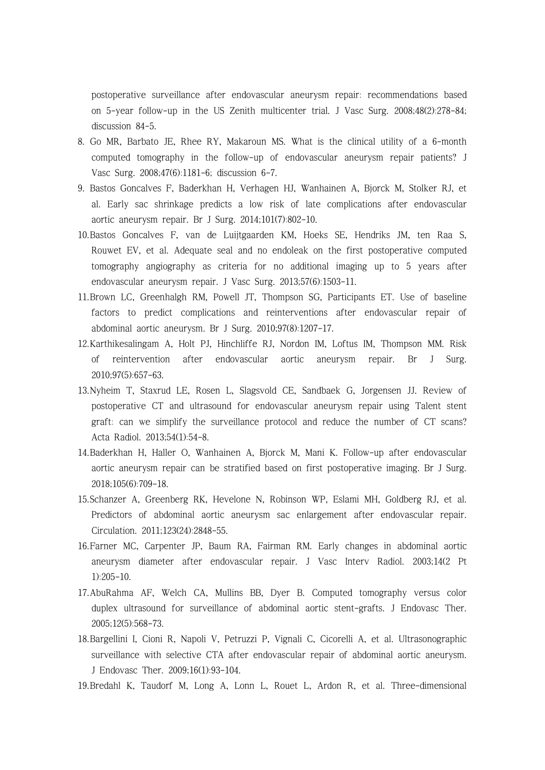postoperative surveillance after endovascular aneurysm repair: recommendations based on 5-year follow-up in the US Zenith multicenter trial. J Vasc Surg. 2008;48(2):278-84; discussion 84-5.

8. Go MR, Barbato JE, Rhee RY, Makaroun MS. What is the clinical utility of a 6-month computed tomography in the follow-up of endovascular aneurysm repair patients? J Vasc Surg. 2008;47(6):1181-6; discussion 6-7.
9. Bastos Goncalves F, Baderkhan H, Verhagen HJ, Wanhainen A, Bjorck M, Stolker RJ, et al. Early sac shrinkage predicts a low risk of late complications after endovascular aortic aneurysm repair. Br J Surg. 2014;101(7):802-10.
10. Bastos Goncalves F, van de Luijtgaarden KM, Hoeks SE, Hendriks JM, ten Raa S, Rouwet EV, et al. Adequate seal and no endoleak on the first postoperative computed tomography angiography as criteria for no additional imaging up to 5 years after endovascular aneurysm repair. J Vasc Surg. 2013;57(6):1503-11.
11. Brown LC, Greenhalgh RM, Powell JT, Thompson SG, Participants ET. Use of baseline factors to predict complications and reinterventions after endovascular repair of abdominal aortic aneurysm. Br J Surg. 2010;97(8):1207-17.
12. Karthikesalingam A, Holt PJ, Hinchliffe RJ, Nordon IM, Loftus IM, Thompson MM. Risk of reintervention after endovascular aortic aneurysm repair. Br J Surg. 2010;97(5):657-63.
13. Nyheim T, Staxrud LE, Rosen L, Slagsvold CE, Sandbaek G, Jorgensen JJ. Review of postoperative CT and ultrasound for endovascular aneurysm repair using Talent stent graft: can we simplify the surveillance protocol and reduce the number of CT scans? Acta Radiol. 2013;54(1):54-8.
14. Baderkhan H, Haller O, Wanhainen A, Bjorck M, Mani K. Follow-up after endovascular aortic aneurysm repair can be stratified based on first postoperative imaging. Br J Surg. 2018;105(6):709-18.
15. Schanzer A, Greenberg RK, Hevelone N, Robinson WP, Eslami MH, Goldberg RJ, et al. Predictors of abdominal aortic aneurysm sac enlargement after endovascular repair. Circulation. 2011;123(24):2848-55.
16. Farner MC, Carpenter JP, Baum RA, Fairman RM. Early changes in abdominal aortic aneurysm diameter after endovascular repair. J Vasc Interv Radiol. 2003;14(2 Pt 1):205-10.
17. AbuRahma AF, Welch CA, Mullins BB, Dyer B. Computed tomography versus color duplex ultrasound for surveillance of abdominal aortic stent-grafts. J Endovasc Ther. 2005;12(5):568-73.
18. Bargellini I, Cioni R, Napoli V, Petruzzi P, Vignali C, Cicorelli A, et al. Ultrasonographic surveillance with selective CTA after endovascular repair of abdominal aortic aneurysm. J Endovasc Ther. 2009;16(1):93-104.
19. Bredahl K, Taudorf M, Long A, Lonn L, Rouet L, Ardon R, et al. Three-dimensional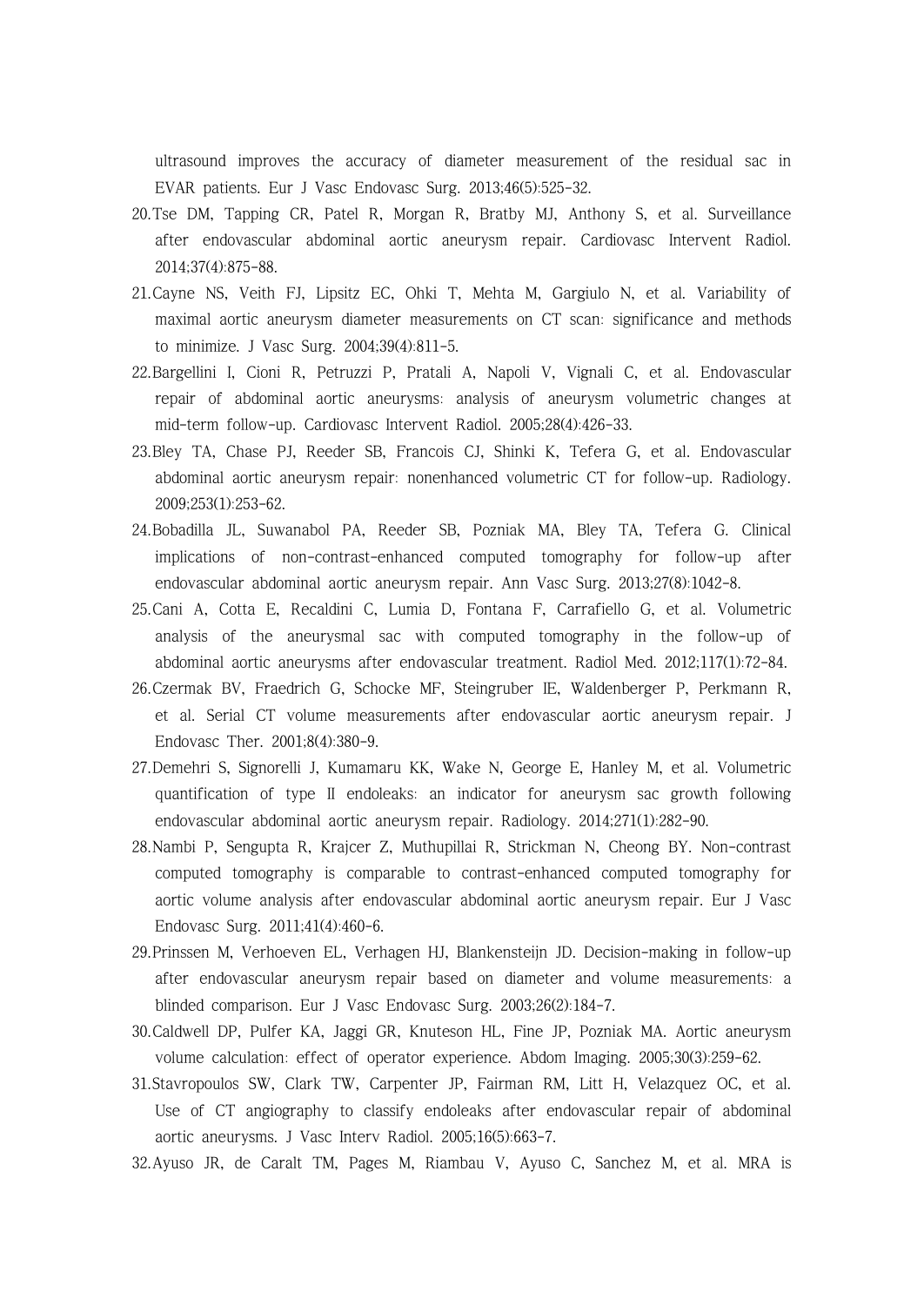ultrasound improves the accuracy of diameter measurement of the residual sac in EVAR patients. Eur J Vasc Endovasc Surg. 2013;46(5):525-32.

20. Tse DM, Tapping CR, Patel R, Morgan R, Bratby MJ, Anthony S, et al. Surveillance after endovascular abdominal aortic aneurysm repair. Cardiovasc Intervent Radiol. 2014;37(4):875-88.
21. Cayne NS, Veith FJ, Lipsitz EC, Ohki T, Mehta M, Gargiulo N, et al. Variability of maximal aortic aneurysm diameter measurements on CT scan: significance and methods to minimize. J Vasc Surg. 2004;39(4):811-5.
22. Bargellini I, Cioni R, Petruzzi P, Pratali A, Napoli V, Vignali C, et al. Endovascular repair of abdominal aortic aneurysms: analysis of aneurysm volumetric changes at mid-term follow-up. Cardiovasc Intervent Radiol. 2005;28(4):426-33.
23. Bley TA, Chase PJ, Reeder SB, Francois CJ, Shinki K, Tefera G, et al. Endovascular abdominal aortic aneurysm repair: nonenhanced volumetric CT for follow-up. Radiology. 2009;253(1):253-62.
24. Bobadilla JL, Suwanabol PA, Reeder SB, Pozniak MA, Bley TA, Tefera G. Clinical implications of non-contrast-enhanced computed tomography for follow-up after endovascular abdominal aortic aneurysm repair. Ann Vasc Surg. 2013;27(8):1042-8.
25. Cani A, Cotta E, Recaldini C, Lumia D, Fontana F, Carrafiello G, et al. Volumetric analysis of the aneurysmal sac with computed tomography in the follow-up of abdominal aortic aneurysms after endovascular treatment. Radiol Med. 2012;117(1):72-84.
26. Czermak BV, Fraedrich G, Schocke MF, Steingruber IE, Waldenberger P, Perkmann R, et al. Serial CT volume measurements after endovascular aortic aneurysm repair. J Endovasc Ther. 2001;8(4):380-9.
27. Demehri S, Signorelli J, Kumamaru KK, Wake N, George E, Hanley M, et al. Volumetric quantification of type II endoleaks: an indicator for aneurysm sac growth following endovascular abdominal aortic aneurysm repair. Radiology. 2014;271(1):282-90.
28. Nambi P, Sengupta R, Krajcer Z, Muthupillai R, Strickman N, Cheong BY. Non-contrast computed tomography is comparable to contrast-enhanced computed tomography for aortic volume analysis after endovascular abdominal aortic aneurysm repair. Eur J Vasc Endovasc Surg. 2011;41(4):460-6.
29. Prinssen M, Verhoeven EL, Verhagen HJ, Blankensteijn JD. Decision-making in follow-up after endovascular aneurysm repair based on diameter and volume measurements: a blinded comparison. Eur J Vasc Endovasc Surg. 2003;26(2):184-7.
30. Caldwell DP, Pulfer KA, Jaggi GR, Knuteson HL, Fine JP, Pozniak MA. Aortic aneurysm volume calculation: effect of operator experience. Abdom Imaging. 2005;30(3):259-62.
31. Stavropoulos SW, Clark TW, Carpenter JP, Fairman RM, Litt H, Velazquez OC, et al. Use of CT angiography to classify endoleaks after endovascular repair of abdominal aortic aneurysms. J Vasc Interv Radiol. 2005;16(5):663-7.
32. Ayuso JR, de Caralt TM, Pages M, Riambau V, Ayuso C, Sanchez M, et al. MRA is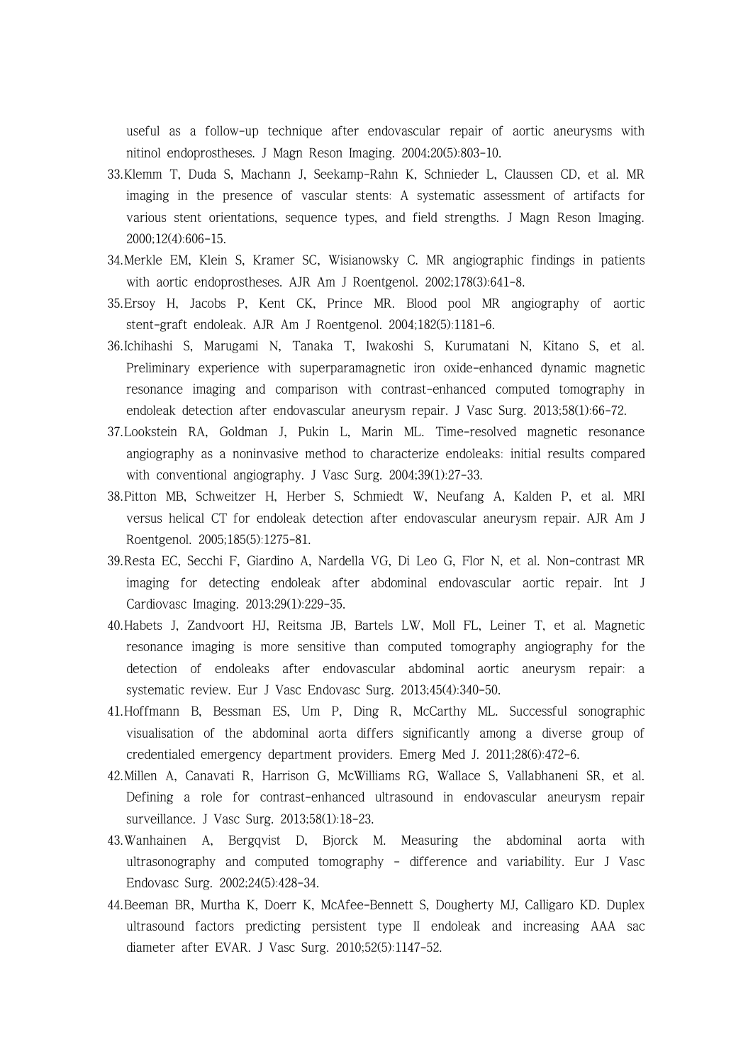useful as a follow-up technique after endovascular repair of aortic aneurysms with nitinol endoprostheses. J Magn Reson Imaging. 2004;20(5):803-10.

33. Klemm T, Duda S, Machann J, Seekamp-Rahn K, Schnieder L, Claussen CD, et al. MR imaging in the presence of vascular stents: A systematic assessment of artifacts for various stent orientations, sequence types, and field strengths. J Magn Reson Imaging. 2000;12(4):606-15.
34. Merkle EM, Klein S, Kramer SC, Wisianowsky C. MR angiographic findings in patients with aortic endoprostheses. AJR Am J Roentgenol. 2002;178(3):641-8.
35. Ersoy H, Jacobs P, Kent CK, Prince MR. Blood pool MR angiography of aortic stent-graft endoleak. AJR Am J Roentgenol. 2004;182(5):1181-6.
36. Ichihashi S, Marugami N, Tanaka T, Iwakoshi S, Kurumatani N, Kitano S, et al. Preliminary experience with superparamagnetic iron oxide-enhanced dynamic magnetic resonance imaging and comparison with contrast-enhanced computed tomography in endoleak detection after endovascular aneurysm repair. J Vasc Surg. 2013;58(1):66-72.
37. Lookstein RA, Goldman J, Pukin L, Marin ML. Time-resolved magnetic resonance angiography as a noninvasive method to characterize endoleaks: initial results compared with conventional angiography. J Vasc Surg. 2004;39(1):27-33.
38. Pitton MB, Schweitzer H, Herber S, Schmiedt W, Neufang A, Kalden P, et al. MRI versus helical CT for endoleak detection after endovascular aneurysm repair. AJR Am J Roentgenol. 2005;185(5):1275-81.
39. Resta EC, Secchi F, Giardino A, Nardella VG, Di Leo G, Flor N, et al. Non-contrast MR imaging for detecting endoleak after abdominal endovascular aortic repair. Int J Cardiovasc Imaging. 2013;29(1):229-35.
40. Habets J, Zandvoort HJ, Reitsma JB, Bartels LW, Moll FL, Leiner T, et al. Magnetic resonance imaging is more sensitive than computed tomography angiography for the detection of endoleaks after endovascular abdominal aortic aneurysm repair: a systematic review. Eur J Vasc Endovasc Surg. 2013;45(4):340-50.
41. Hoffmann B, Bessman ES, Um P, Ding R, McCarthy ML. Successful sonographic visualisation of the abdominal aorta differs significantly among a diverse group of credentialed emergency department providers. Emerg Med J. 2011;28(6):472-6.
42. Millen A, Canavati R, Harrison G, McWilliams RG, Wallace S, Vallabhaneni SR, et al. Defining a role for contrast-enhanced ultrasound in endovascular aneurysm repair surveillance. J Vasc Surg. 2013;58(1):18-23.
43. Wanhainen A, Bergqvist D, Bjorck M. Measuring the abdominal aorta with ultrasonography and computed tomography - difference and variability. Eur J Vasc Endovasc Surg. 2002;24(5):428-34.
44. Beeman BR, Murtha K, Doerr K, McAfee-Bennett S, Dougherty MJ, Calligaro KD. Duplex ultrasound factors predicting persistent type II endoleak and increasing AAA sac diameter after EVAR. J Vasc Surg. 2010;52(5):1147-52.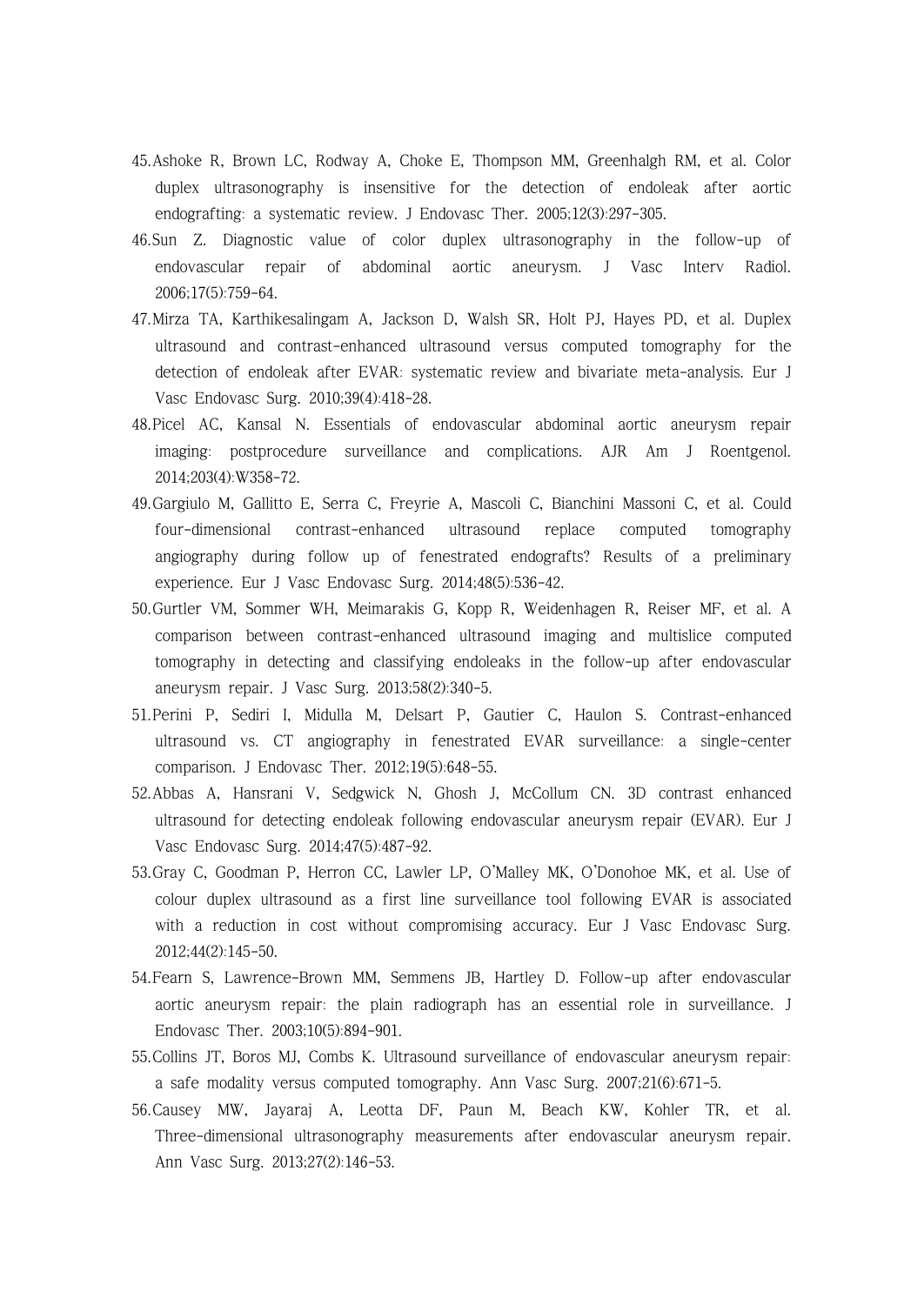45. Ashoke R, Brown LC, Rodway A, Choke E, Thompson MM, Greenhalgh RM, et al. Color duplex ultrasonography is insensitive for the detection of endoleak after aortic endografting: a systematic review. J Endovasc Ther. 2005;12(3):297-305.
46. Sun Z. Diagnostic value of color duplex ultrasonography in the follow-up of endovascular repair of abdominal aortic aneurysm. J Vasc Interv Radiol. 2006;17(5):759-64.
47. Mirza TA, Karthikesalingam A, Jackson D, Walsh SR, Holt PJ, Hayes PD, et al. Duplex ultrasound and contrast-enhanced ultrasound versus computed tomography for the detection of endoleak after EVAR: systematic review and bivariate meta-analysis. Eur J Vasc Endovasc Surg. 2010;39(4):418-28.
48. Picel AC, Kansal N. Essentials of endovascular abdominal aortic aneurysm repair imaging: postprocedure surveillance and complications. AJR Am J Roentgenol. 2014;203(4):W358-72.
49. Gargiulo M, Gallitto E, Serra C, Freyrie A, Mascoli C, Bianchini Massoni C, et al. Could four-dimensional contrast-enhanced ultrasound replace computed tomography angiography during follow up of fenestrated endografts? Results of a preliminary experience. Eur J Vasc Endovasc Surg. 2014;48(5):536-42.
50. Gurtler VM, Sommer WH, Meimarakis G, Kopp R, Weidenhagen R, Reiser MF, et al. A comparison between contrast-enhanced ultrasound imaging and multislice computed tomography in detecting and classifying endoleaks in the follow-up after endovascular aneurysm repair. J Vasc Surg. 2013;58(2):340-5.
51. Perini P, Sediri I, Midulla M, Delsart P, Gautier C, Haulon S. Contrast-enhanced ultrasound vs. CT angiography in fenestrated EVAR surveillance: a single-center comparison. J Endovasc Ther. 2012;19(5):648-55.
52. Abbas A, Hansrani V, Sedgwick N, Ghosh J, McCollum CN. 3D contrast enhanced ultrasound for detecting endoleak following endovascular aneurysm repair (EVAR). Eur J Vasc Endovasc Surg. 2014;47(5):487-92.
53. Gray C, Goodman P, Herron CC, Lawler LP, O'Malley MK, O'Donohoe MK, et al. Use of colour duplex ultrasound as a first line surveillance tool following EVAR is associated with a reduction in cost without compromising accuracy. Eur J Vasc Endovasc Surg. 2012;44(2):145-50.
54. Fearn S, Lawrence-Brown MM, Semmens JB, Hartley D. Follow-up after endovascular aortic aneurysm repair: the plain radiograph has an essential role in surveillance. J Endovasc Ther. 2003;10(5):894-901.
55. Collins JT, Boros MJ, Combs K. Ultrasound surveillance of endovascular aneurysm repair: a safe modality versus computed tomography. Ann Vasc Surg. 2007;21(6):671-5.
56. Causey MW, Jayaraj A, Leotta DF, Paun M, Beach KW, Kohler TR, et al. Three-dimensional ultrasonography measurements after endovascular aneurysm repair. Ann Vasc Surg. 2013;27(2):146-53.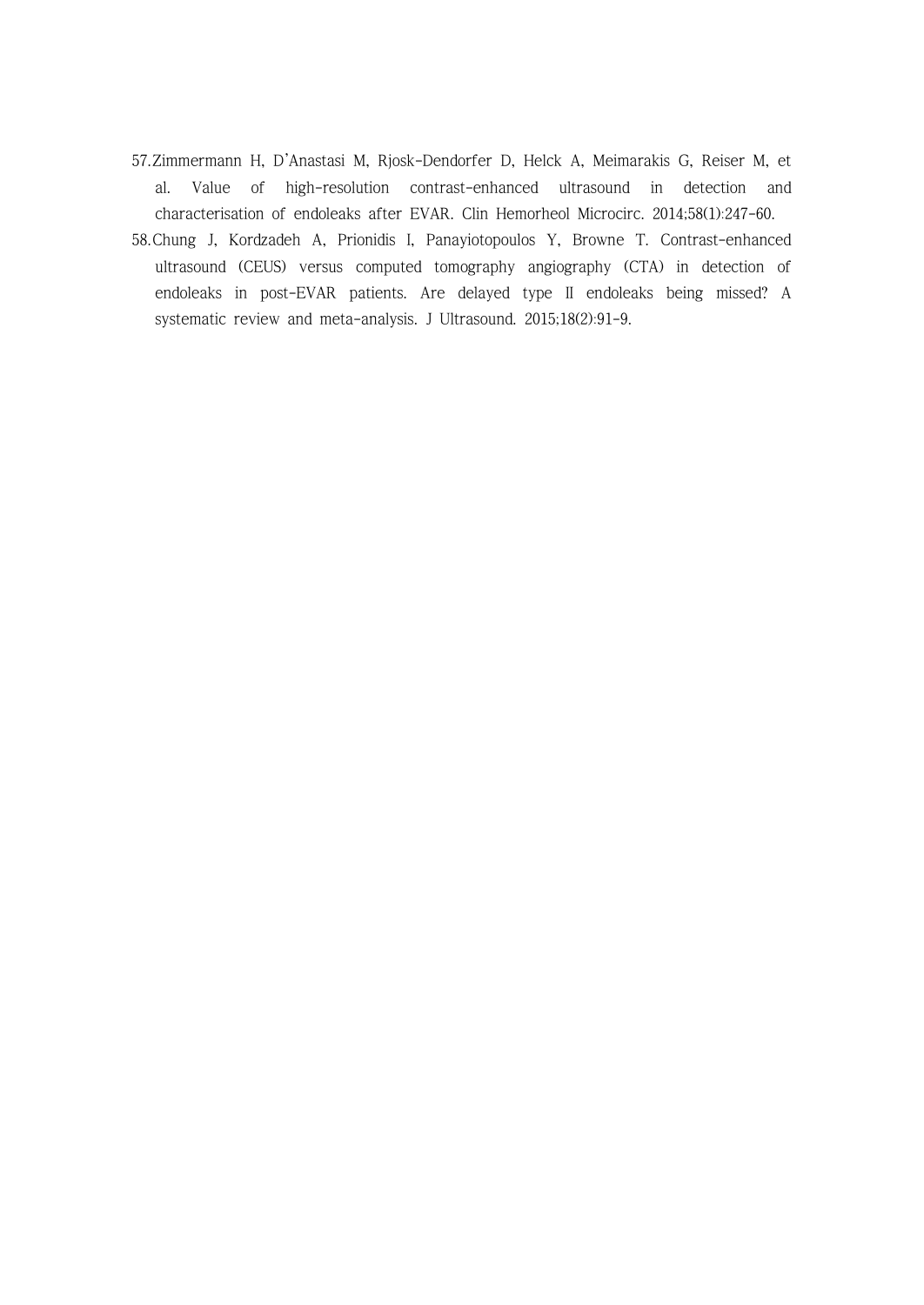57. Zimmermann H, D'Anastasi M, Rjosk-Dendorfer D, Helck A, Meimarakis G, Reiser M, et al. Value of high-resolution contrast-enhanced ultrasound in detection and characterisation of endoleaks after EVAR. Clin Hemorheol Microcirc. 2014;58(1):247-60.
58. Chung J, Kordzadeh A, Prionidis I, Panayiotopoulos Y, Browne T. Contrast-enhanced ultrasound (CEUS) versus computed tomography angiography (CTA) in detection of endoleaks in post-EVAR patients. Are delayed type II endoleaks being missed? A systematic review and meta-analysis. J Ultrasound. 2015;18(2):91-9.